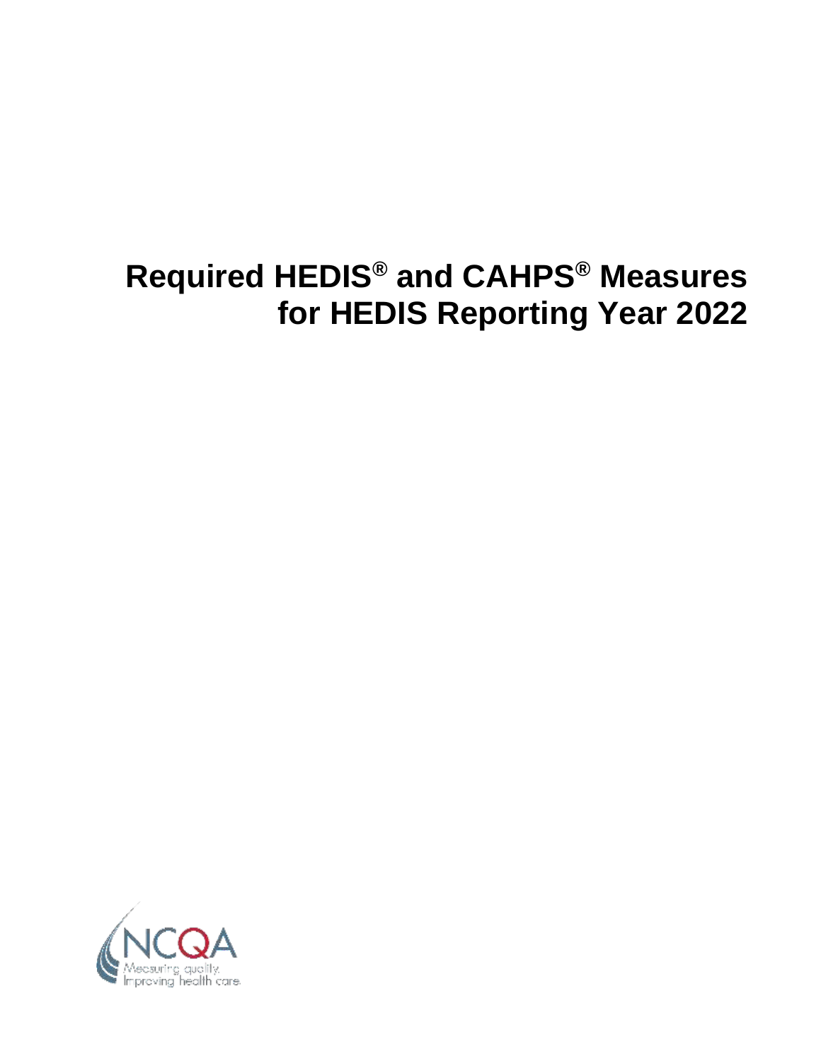# Required HEDIS® and CAHPS® Measures for HEDIS Reporting Year 2022

NCQA

Measuring quality. Improving health care.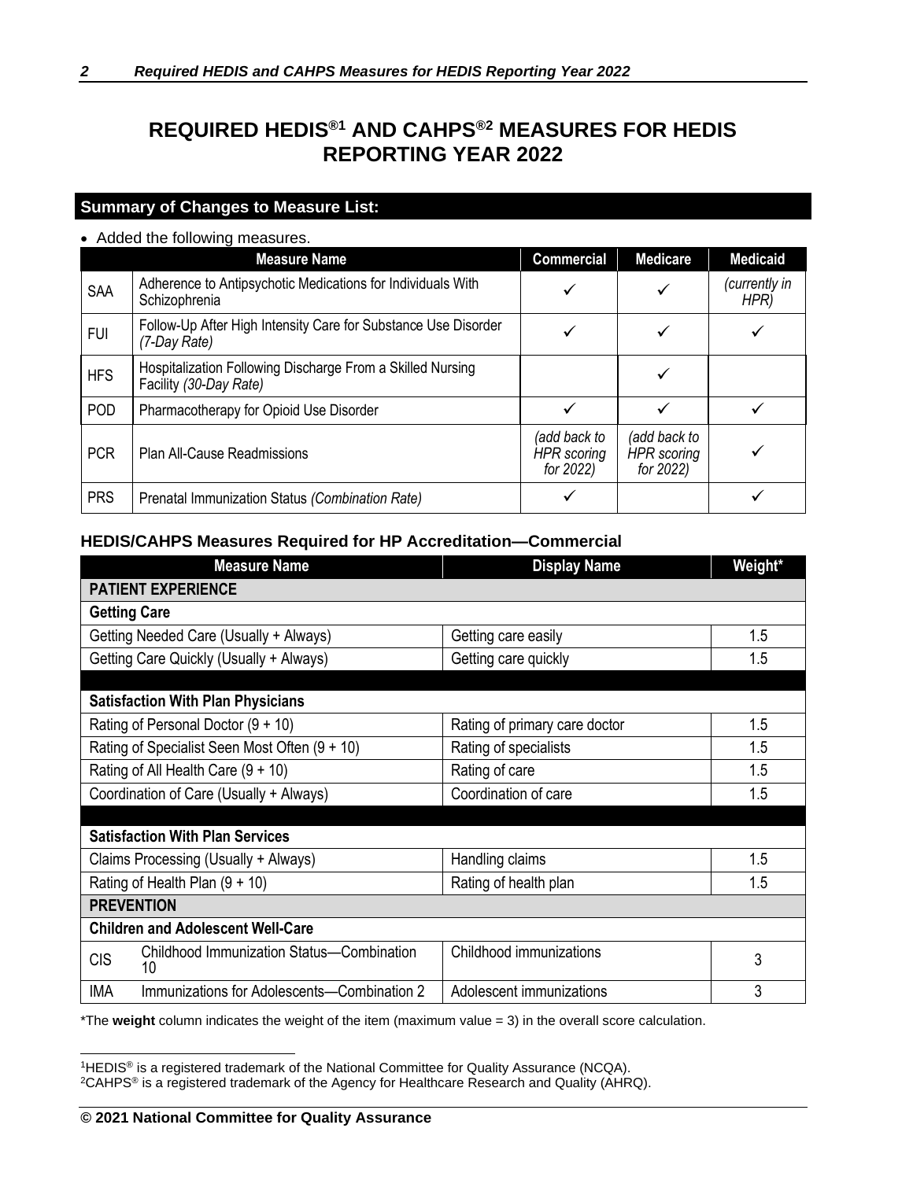# REQUIRED HEDIS®[1] AND CAHPS®[2] MEASURES FOR HEDIS REPORTING YEAR 2022

## Summary of Changes to Measure List:

- Added the following measures.

| | Measure Name | Commercial | Medicare | Medicaid |
|---|---|---|---|---|
| SAA | Adherence to Antipsychotic Medications for Individuals With Schizophrenia | ✓ | ✓ | *(currently in HPR)* |
| FUI | Follow-Up After High Intensity Care for Substance Use Disorder *(7-Day Rate)* | ✓ | ✓ | ✓ |
| HFS | Hospitalization Following Discharge From a Skilled Nursing Facility *(30-Day Rate)* | | ✓ | |
| POD | Pharmacotherapy for Opioid Use Disorder | ✓ | ✓ | ✓ |
| PCR | Plan All-Cause Readmissions | *(add back to HPR scoring for 2022)* | *(add back to HPR scoring for 2022)* | ✓ |
| PRS | Prenatal Immunization Status *(Combination Rate)* | ✓ | | ✓ |

### HEDIS/CAHPS Measures Required for HP Accreditation—Commercial

| Measure Name | | Display Name | Weight* |
|---|---|---|---|
| **PATIENT EXPERIENCE** | | | |
| **Getting Care** | | | |
| Getting Needed Care (Usually + Always) | | Getting care easily | 1.5 |
| Getting Care Quickly (Usually + Always) | | Getting care quickly | 1.5 |
| **Satisfaction With Plan Physicians** | | | |
| Rating of Personal Doctor (9 + 10) | | Rating of primary care doctor | 1.5 |
| Rating of Specialist Seen Most Often (9 + 10) | | Rating of specialists | 1.5 |
| Rating of All Health Care (9 + 10) | | Rating of care | 1.5 |
| Coordination of Care (Usually + Always) | | Coordination of care | 1.5 |
| **Satisfaction With Plan Services** | | | |
| Claims Processing (Usually + Always) | | Handling claims | 1.5 |
| Rating of Health Plan (9 + 10) | | Rating of health plan | 1.5 |
| **PREVENTION** | | | |
| **Children and Adolescent Well-Care** | | | |
| CIS | Childhood Immunization Status—Combination 10 | Childhood immunizations | 3 |
| IMA | Immunizations for Adolescents—Combination 2 | Adolescent immunizations | 3 |

*The **weight** column indicates the weight of the item (maximum value = 3) in the overall score calculation.

[1]HEDIS® is a registered trademark of the National Committee for Quality Assurance (NCQA).
[2]CAHPS® is a registered trademark of the Agency for Healthcare Research and Quality (AHRQ).

**© 2021 National Committee for Quality Assurance**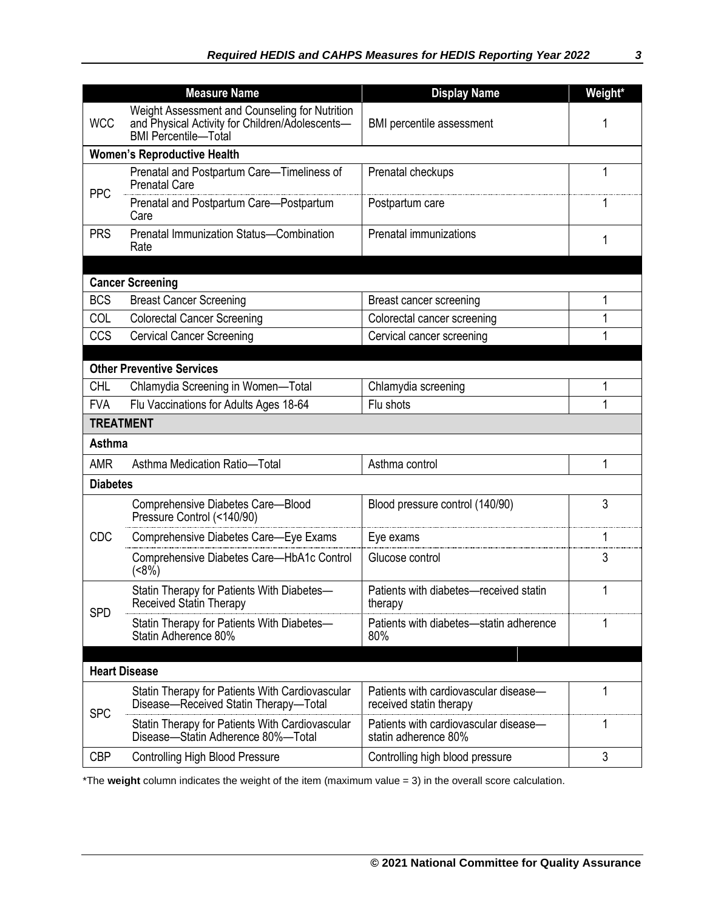| | Measure Name | Display Name | Weight* |
|---|---|---|---|
| WCC | Weight Assessment and Counseling for Nutrition and Physical Activity for Children/Adolescents—BMI Percentile—Total | BMI percentile assessment | 1 |
| **Women's Reproductive Health** | | | |
| PPC | Prenatal and Postpartum Care—Timeliness of Prenatal Care | Prenatal checkups | 1 |
| | Prenatal and Postpartum Care—Postpartum Care | Postpartum care | 1 |
| PRS | Prenatal Immunization Status—Combination Rate | Prenatal immunizations | 1 |
| | | | |
| **Cancer Screening** | | | |
| BCS | Breast Cancer Screening | Breast cancer screening | 1 |
| COL | Colorectal Cancer Screening | Colorectal cancer screening | 1 |
| CCS | Cervical Cancer Screening | Cervical cancer screening | 1 |
| | | | |
| **Other Preventive Services** | | | |
| CHL | Chlamydia Screening in Women—Total | Chlamydia screening | 1 |
| FVA | Flu Vaccinations for Adults Ages 18-64 | Flu shots | 1 |
| **TREATMENT** | | | |
| **Asthma** | | | |
| AMR | Asthma Medication Ratio—Total | Asthma control | 1 |
| **Diabetes** | | | |
| CDC | Comprehensive Diabetes Care—Blood Pressure Control (<140/90) | Blood pressure control (140/90) | 3 |
| | Comprehensive Diabetes Care—Eye Exams | Eye exams | 1 |
| | Comprehensive Diabetes Care—HbA1c Control (<8%) | Glucose control | 3 |
| SPD | Statin Therapy for Patients With Diabetes—Received Statin Therapy | Patients with diabetes—received statin therapy | 1 |
| | Statin Therapy for Patients With Diabetes—Statin Adherence 80% | Patients with diabetes—statin adherence 80% | 1 |
| | | | |
| **Heart Disease** | | | |
| SPC | Statin Therapy for Patients With Cardiovascular Disease—Received Statin Therapy—Total | Patients with cardiovascular disease—received statin therapy | 1 |
| | Statin Therapy for Patients With Cardiovascular Disease—Statin Adherence 80%—Total | Patients with cardiovascular disease—statin adherence 80% | 1 |
| CBP | Controlling High Blood Pressure | Controlling high blood pressure | 3 |

*The **weight** column indicates the weight of the item (maximum value = 3) in the overall score calculation.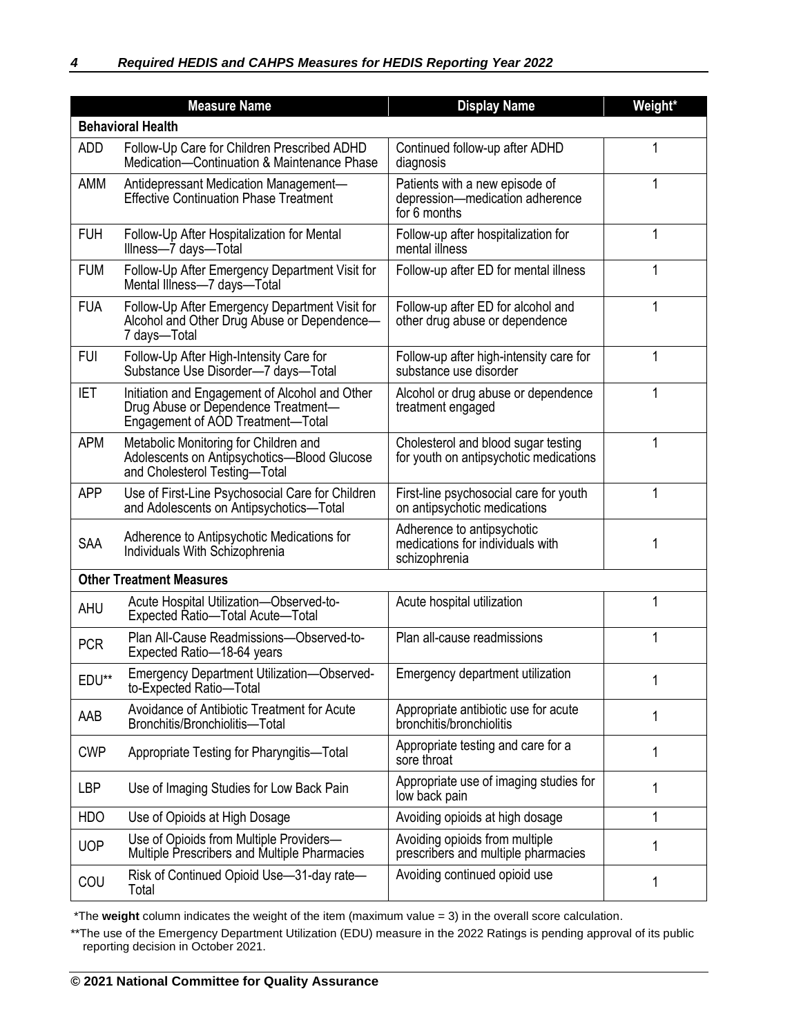| | Measure Name | Display Name | Weight* |
|---|---|---|---|
| **Behavioral Health** | | | |
| ADD | Follow-Up Care for Children Prescribed ADHD Medication—Continuation & Maintenance Phase | Continued follow-up after ADHD diagnosis | 1 |
| AMM | Antidepressant Medication Management—Effective Continuation Phase Treatment | Patients with a new episode of depression—medication adherence for 6 months | 1 |
| FUH | Follow-Up After Hospitalization for Mental Illness—7 days—Total | Follow-up after hospitalization for mental illness | 1 |
| FUM | Follow-Up After Emergency Department Visit for Mental Illness—7 days—Total | Follow-up after ED for mental illness | 1 |
| FUA | Follow-Up After Emergency Department Visit for Alcohol and Other Drug Abuse or Dependence—7 days—Total | Follow-up after ED for alcohol and other drug abuse or dependence | 1 |
| FUI | Follow-Up After High-Intensity Care for Substance Use Disorder—7 days—Total | Follow-up after high-intensity care for substance use disorder | 1 |
| IET | Initiation and Engagement of Alcohol and Other Drug Abuse or Dependence Treatment—Engagement of AOD Treatment—Total | Alcohol or drug abuse or dependence treatment engaged | 1 |
| APM | Metabolic Monitoring for Children and Adolescents on Antipsychotics—Blood Glucose and Cholesterol Testing—Total | Cholesterol and blood sugar testing for youth on antipsychotic medications | 1 |
| APP | Use of First-Line Psychosocial Care for Children and Adolescents on Antipsychotics—Total | First-line psychosocial care for youth on antipsychotic medications | 1 |
| SAA | Adherence to Antipsychotic Medications for Individuals With Schizophrenia | Adherence to antipsychotic medications for individuals with schizophrenia | 1 |
| **Other Treatment Measures** | | | |
| AHU | Acute Hospital Utilization—Observed-to-Expected Ratio—Total Acute—Total | Acute hospital utilization | 1 |
| PCR | Plan All-Cause Readmissions—Observed-to-Expected Ratio—18-64 years | Plan all-cause readmissions | 1 |
| EDU** | Emergency Department Utilization—Observed-to-Expected Ratio—Total | Emergency department utilization | 1 |
| AAB | Avoidance of Antibiotic Treatment for Acute Bronchitis/Bronchiolitis—Total | Appropriate antibiotic use for acute bronchitis/bronchiolitis | 1 |
| CWP | Appropriate Testing for Pharyngitis—Total | Appropriate testing and care for a sore throat | 1 |
| LBP | Use of Imaging Studies for Low Back Pain | Appropriate use of imaging studies for low back pain | 1 |
| HDO | Use of Opioids at High Dosage | Avoiding opioids at high dosage | 1 |
| UOP | Use of Opioids from Multiple Providers—Multiple Prescribers and Multiple Pharmacies | Avoiding opioids from multiple prescribers and multiple pharmacies | 1 |
| COU | Risk of Continued Opioid Use—31-day rate—Total | Avoiding continued opioid use | 1 |

*The **weight** column indicates the weight of the item (maximum value = 3) in the overall score calculation.

**The use of the Emergency Department Utilization (EDU) measure in the 2022 Ratings is pending approval of its public reporting decision in October 2021.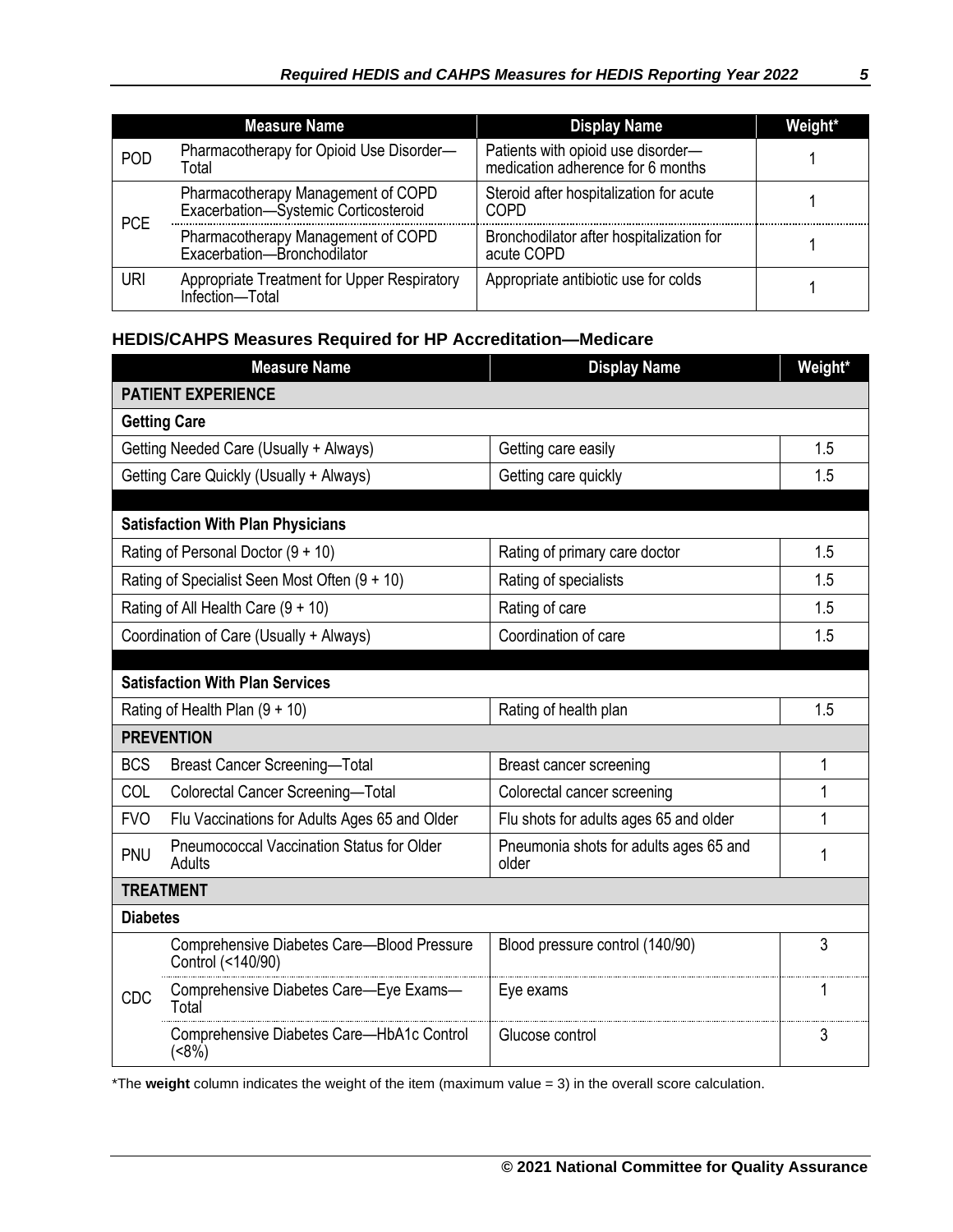| | Measure Name | Display Name | Weight* |
|---|---|---|---|
| POD | Pharmacotherapy for Opioid Use Disorder—Total | Patients with opioid use disorder—medication adherence for 6 months | 1 |
| PCE | Pharmacotherapy Management of COPD Exacerbation—Systemic Corticosteroid | Steroid after hospitalization for acute COPD | 1 |
| | Pharmacotherapy Management of COPD Exacerbation—Bronchodilator | Bronchodilator after hospitalization for acute COPD | 1 |
| URI | Appropriate Treatment for Upper Respiratory Infection—Total | Appropriate antibiotic use for colds | 1 |

### HEDIS/CAHPS Measures Required for HP Accreditation—Medicare

| | Measure Name | Display Name | Weight* |
|---|---|---|---|
| **PATIENT EXPERIENCE** | | | |
| **Getting Care** | | | |
| | Getting Needed Care (Usually + Always) | Getting care easily | 1.5 |
| | Getting Care Quickly (Usually + Always) | Getting care quickly | 1.5 |
| **Satisfaction With Plan Physicians** | | | |
| | Rating of Personal Doctor (9 + 10) | Rating of primary care doctor | 1.5 |
| | Rating of Specialist Seen Most Often (9 + 10) | Rating of specialists | 1.5 |
| | Rating of All Health Care (9 + 10) | Rating of care | 1.5 |
| | Coordination of Care (Usually + Always) | Coordination of care | 1.5 |
| **Satisfaction With Plan Services** | | | |
| | Rating of Health Plan (9 + 10) | Rating of health plan | 1.5 |
| **PREVENTION** | | | |
| BCS | Breast Cancer Screening—Total | Breast cancer screening | 1 |
| COL | Colorectal Cancer Screening—Total | Colorectal cancer screening | 1 |
| FVO | Flu Vaccinations for Adults Ages 65 and Older | Flu shots for adults ages 65 and older | 1 |
| PNU | Pneumococcal Vaccination Status for Older Adults | Pneumonia shots for adults ages 65 and older | 1 |
| **TREATMENT** | | | |
| **Diabetes** | | | |
| CDC | Comprehensive Diabetes Care—Blood Pressure Control (<140/90) | Blood pressure control (140/90) | 3 |
| | Comprehensive Diabetes Care—Eye Exams—Total | Eye exams | 1 |
| | Comprehensive Diabetes Care—HbA1c Control (<8%) | Glucose control | 3 |

*The **weight** column indicates the weight of the item (maximum value = 3) in the overall score calculation.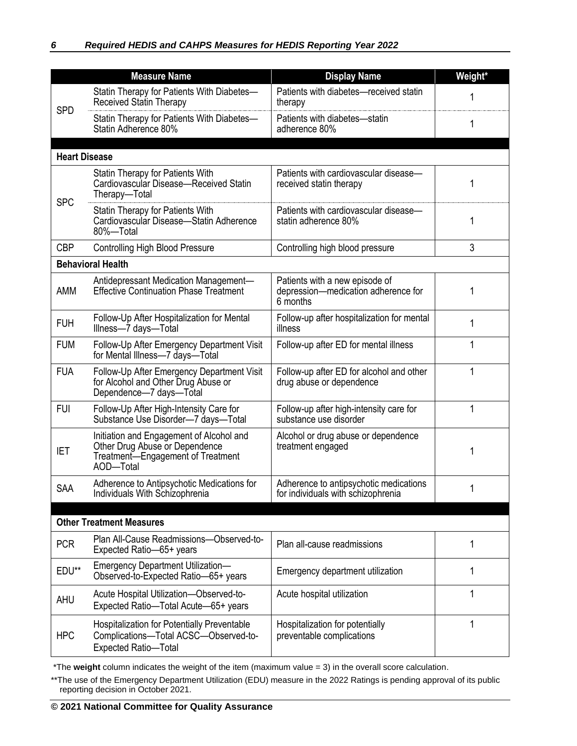| | Measure Name | Display Name | Weight* |
|---|---|---|---|
| SPD | Statin Therapy for Patients With Diabetes—Received Statin Therapy | Patients with diabetes—received statin therapy | 1 |
| | Statin Therapy for Patients With Diabetes—Statin Adherence 80% | Patients with diabetes—statin adherence 80% | 1 |
| **Heart Disease** | | | |
| SPC | Statin Therapy for Patients With Cardiovascular Disease—Received Statin Therapy—Total | Patients with cardiovascular disease—received statin therapy | 1 |
| | Statin Therapy for Patients With Cardiovascular Disease—Statin Adherence 80%—Total | Patients with cardiovascular disease—statin adherence 80% | 1 |
| CBP | Controlling High Blood Pressure | Controlling high blood pressure | 3 |
| **Behavioral Health** | | | |
| AMM | Antidepressant Medication Management—Effective Continuation Phase Treatment | Patients with a new episode of depression—medication adherence for 6 months | 1 |
| FUH | Follow-Up After Hospitalization for Mental Illness—7 days—Total | Follow-up after hospitalization for mental illness | 1 |
| FUM | Follow-Up After Emergency Department Visit for Mental Illness—7 days—Total | Follow-up after ED for mental illness | 1 |
| FUA | Follow-Up After Emergency Department Visit for Alcohol and Other Drug Abuse or Dependence—7 days—Total | Follow-up after ED for alcohol and other drug abuse or dependence | 1 |
| FUI | Follow-Up After High-Intensity Care for Substance Use Disorder—7 days—Total | Follow-up after high-intensity care for substance use disorder | 1 |
| IET | Initiation and Engagement of Alcohol and Other Drug Abuse or Dependence Treatment—Engagement of Treatment AOD—Total | Alcohol or drug abuse or dependence treatment engaged | 1 |
| SAA | Adherence to Antipsychotic Medications for Individuals With Schizophrenia | Adherence to antipsychotic medications for individuals with schizophrenia | 1 |
| **Other Treatment Measures** | | | |
| PCR | Plan All-Cause Readmissions—Observed-to-Expected Ratio—65+ years | Plan all-cause readmissions | 1 |
| EDU** | Emergency Department Utilization—Observed-to-Expected Ratio—65+ years | Emergency department utilization | 1 |
| AHU | Acute Hospital Utilization—Observed-to-Expected Ratio—Total Acute—65+ years | Acute hospital utilization | 1 |
| HPC | Hospitalization for Potentially Preventable Complications—Total ACSC—Observed-to-Expected Ratio—Total | Hospitalization for potentially preventable complications | 1 |

*The **weight** column indicates the weight of the item (maximum value = 3) in the overall score calculation.

**The use of the Emergency Department Utilization (EDU) measure in the 2022 Ratings is pending approval of its public reporting decision in October 2021.

**© 2021 National Committee for Quality Assurance**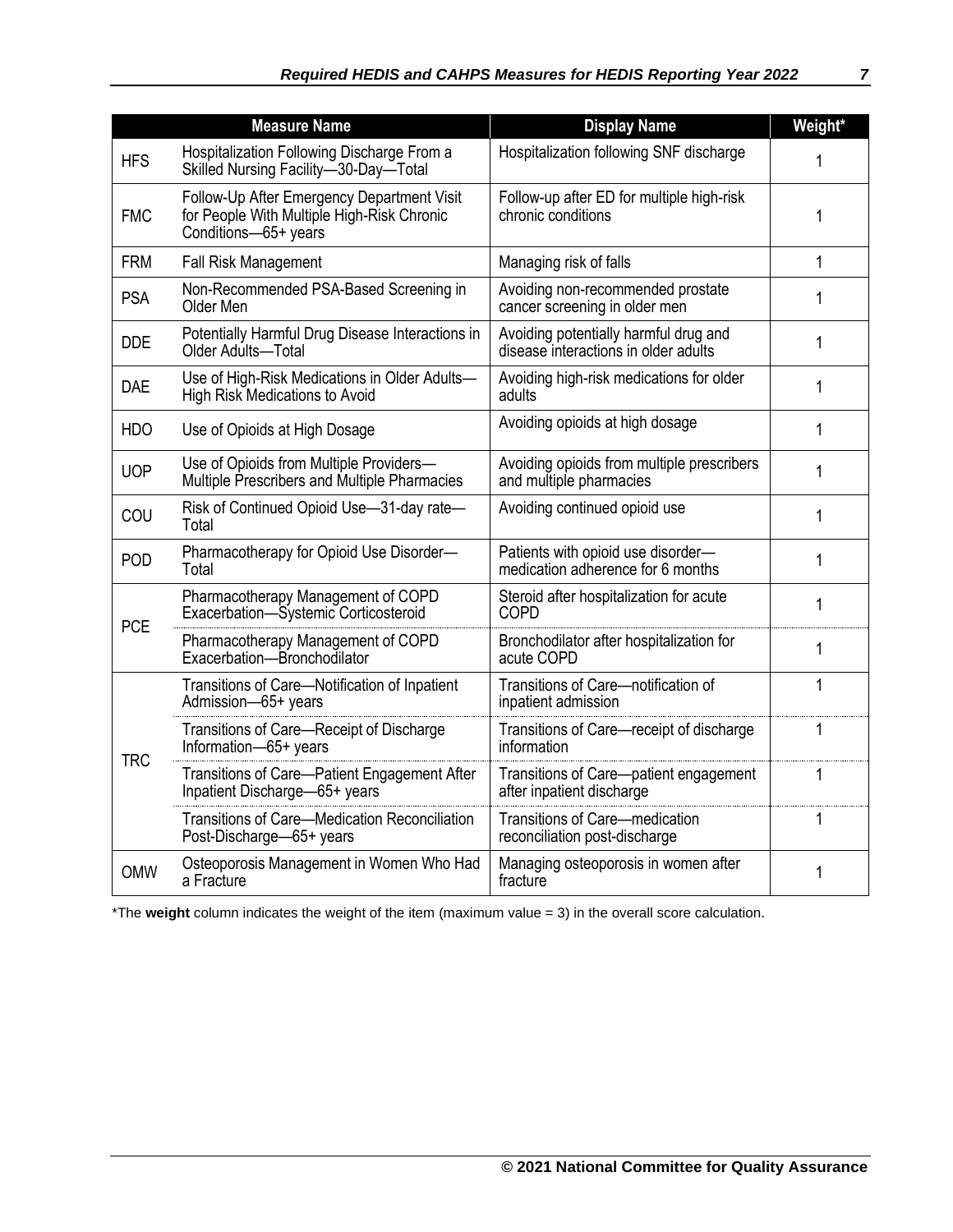| | Measure Name | Display Name | Weight* |
|---|---|---|---|
| HFS | Hospitalization Following Discharge From a Skilled Nursing Facility—30-Day—Total | Hospitalization following SNF discharge | 1 |
| FMC | Follow-Up After Emergency Department Visit for People With Multiple High-Risk Chronic Conditions—65+ years | Follow-up after ED for multiple high-risk chronic conditions | 1 |
| FRM | Fall Risk Management | Managing risk of falls | 1 |
| PSA | Non-Recommended PSA-Based Screening in Older Men | Avoiding non-recommended prostate cancer screening in older men | 1 |
| DDE | Potentially Harmful Drug Disease Interactions in Older Adults—Total | Avoiding potentially harmful drug and disease interactions in older adults | 1 |
| DAE | Use of High-Risk Medications in Older Adults—High Risk Medications to Avoid | Avoiding high-risk medications for older adults | 1 |
| HDO | Use of Opioids at High Dosage | Avoiding opioids at high dosage | 1 |
| UOP | Use of Opioids from Multiple Providers—Multiple Prescribers and Multiple Pharmacies | Avoiding opioids from multiple prescribers and multiple pharmacies | 1 |
| COU | Risk of Continued Opioid Use—31-day rate—Total | Avoiding continued opioid use | 1 |
| POD | Pharmacotherapy for Opioid Use Disorder—Total | Patients with opioid use disorder—medication adherence for 6 months | 1 |
| PCE | Pharmacotherapy Management of COPD Exacerbation—Systemic Corticosteroid | Steroid after hospitalization for acute COPD | 1 |
| | Pharmacotherapy Management of COPD Exacerbation—Bronchodilator | Bronchodilator after hospitalization for acute COPD | 1 |
| TRC | Transitions of Care—Notification of Inpatient Admission—65+ years | Transitions of Care—notification of inpatient admission | 1 |
| | Transitions of Care—Receipt of Discharge Information—65+ years | Transitions of Care—receipt of discharge information | 1 |
| | Transitions of Care—Patient Engagement After Inpatient Discharge—65+ years | Transitions of Care—patient engagement after inpatient discharge | 1 |
| | Transitions of Care—Medication Reconciliation Post-Discharge—65+ years | Transitions of Care—medication reconciliation post-discharge | 1 |
| OMW | Osteoporosis Management in Women Who Had a Fracture | Managing osteoporosis in women after fracture | 1 |

*The **weight** column indicates the weight of the item (maximum value = 3) in the overall score calculation.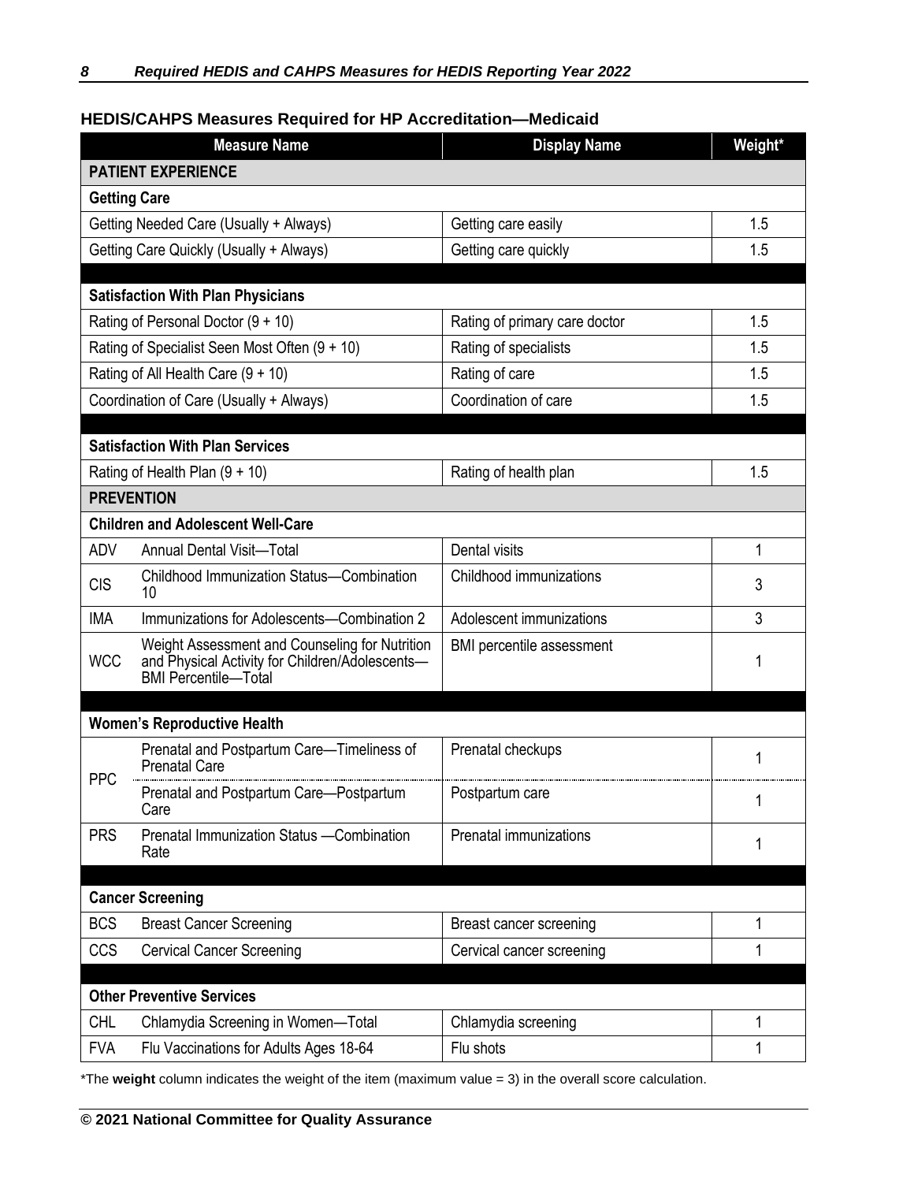## HEDIS/CAHPS Measures Required for HP Accreditation—Medicaid

| Measure Name | | Display Name | Weight* |
|---|---|---|---|
| **PATIENT EXPERIENCE** | | | |
| **Getting Care** | | | |
| Getting Needed Care (Usually + Always) | | Getting care easily | 1.5 |
| Getting Care Quickly (Usually + Always) | | Getting care quickly | 1.5 |
| **Satisfaction With Plan Physicians** | | | |
| Rating of Personal Doctor (9 + 10) | | Rating of primary care doctor | 1.5 |
| Rating of Specialist Seen Most Often (9 + 10) | | Rating of specialists | 1.5 |
| Rating of All Health Care (9 + 10) | | Rating of care | 1.5 |
| Coordination of Care (Usually + Always) | | Coordination of care | 1.5 |
| **Satisfaction With Plan Services** | | | |
| Rating of Health Plan (9 + 10) | | Rating of health plan | 1.5 |
| **PREVENTION** | | | |
| **Children and Adolescent Well-Care** | | | |
| ADV | Annual Dental Visit—Total | Dental visits | 1 |
| CIS | Childhood Immunization Status—Combination 10 | Childhood immunizations | 3 |
| IMA | Immunizations for Adolescents—Combination 2 | Adolescent immunizations | 3 |
| WCC | Weight Assessment and Counseling for Nutrition and Physical Activity for Children/Adolescents—BMI Percentile—Total | BMI percentile assessment | 1 |
| **Women's Reproductive Health** | | | |
| PPC | Prenatal and Postpartum Care—Timeliness of Prenatal Care | Prenatal checkups | 1 |
| | Prenatal and Postpartum Care—Postpartum Care | Postpartum care | 1 |
| PRS | Prenatal Immunization Status —Combination Rate | Prenatal immunizations | 1 |
| **Cancer Screening** | | | |
| BCS | Breast Cancer Screening | Breast cancer screening | 1 |
| CCS | Cervical Cancer Screening | Cervical cancer screening | 1 |
| **Other Preventive Services** | | | |
| CHL | Chlamydia Screening in Women—Total | Chlamydia screening | 1 |
| FVA | Flu Vaccinations for Adults Ages 18-64 | Flu shots | 1 |

*The **weight** column indicates the weight of the item (maximum value = 3) in the overall score calculation.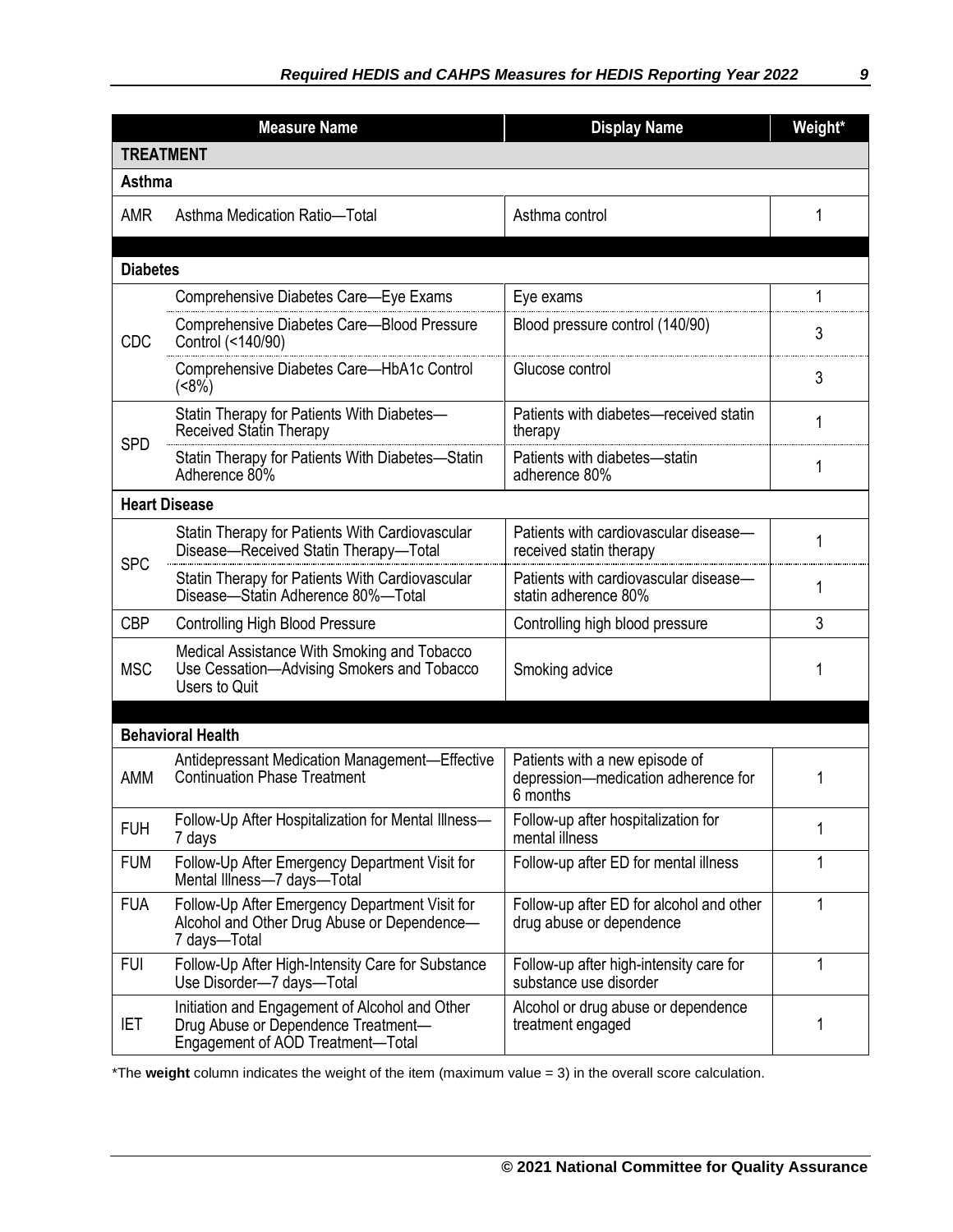| Measure Name | | Display Name | Weight* |
|---|---|---|---|
| **TREATMENT** | | | |
| **Asthma** | | | |
| AMR | Asthma Medication Ratio—Total | Asthma control | 1 |
| **Diabetes** | | | |
| CDC | Comprehensive Diabetes Care—Eye Exams | Eye exams | 1 |
| | Comprehensive Diabetes Care—Blood Pressure Control (<140/90) | Blood pressure control (140/90) | 3 |
| | Comprehensive Diabetes Care—HbA1c Control (<8%) | Glucose control | 3 |
| SPD | Statin Therapy for Patients With Diabetes—Received Statin Therapy | Patients with diabetes—received statin therapy | 1 |
| | Statin Therapy for Patients With Diabetes—Statin Adherence 80% | Patients with diabetes—statin adherence 80% | 1 |
| **Heart Disease** | | | |
| SPC | Statin Therapy for Patients With Cardiovascular Disease—Received Statin Therapy—Total | Patients with cardiovascular disease—received statin therapy | 1 |
| | Statin Therapy for Patients With Cardiovascular Disease—Statin Adherence 80%—Total | Patients with cardiovascular disease—statin adherence 80% | 1 |
| CBP | Controlling High Blood Pressure | Controlling high blood pressure | 3 |
| MSC | Medical Assistance With Smoking and Tobacco Use Cessation—Advising Smokers and Tobacco Users to Quit | Smoking advice | 1 |
| **Behavioral Health** | | | |
| AMM | Antidepressant Medication Management—Effective Continuation Phase Treatment | Patients with a new episode of depression—medication adherence for 6 months | 1 |
| FUH | Follow-Up After Hospitalization for Mental Illness—7 days | Follow-up after hospitalization for mental illness | 1 |
| FUM | Follow-Up After Emergency Department Visit for Mental Illness—7 days—Total | Follow-up after ED for mental illness | 1 |
| FUA | Follow-Up After Emergency Department Visit for Alcohol and Other Drug Abuse or Dependence—7 days—Total | Follow-up after ED for alcohol and other drug abuse or dependence | 1 |
| FUI | Follow-Up After High-Intensity Care for Substance Use Disorder—7 days—Total | Follow-up after high-intensity care for substance use disorder | 1 |
| IET | Initiation and Engagement of Alcohol and Other Drug Abuse or Dependence Treatment—Engagement of AOD Treatment—Total | Alcohol or drug abuse or dependence treatment engaged | 1 |

*The **weight** column indicates the weight of the item (maximum value = 3) in the overall score calculation.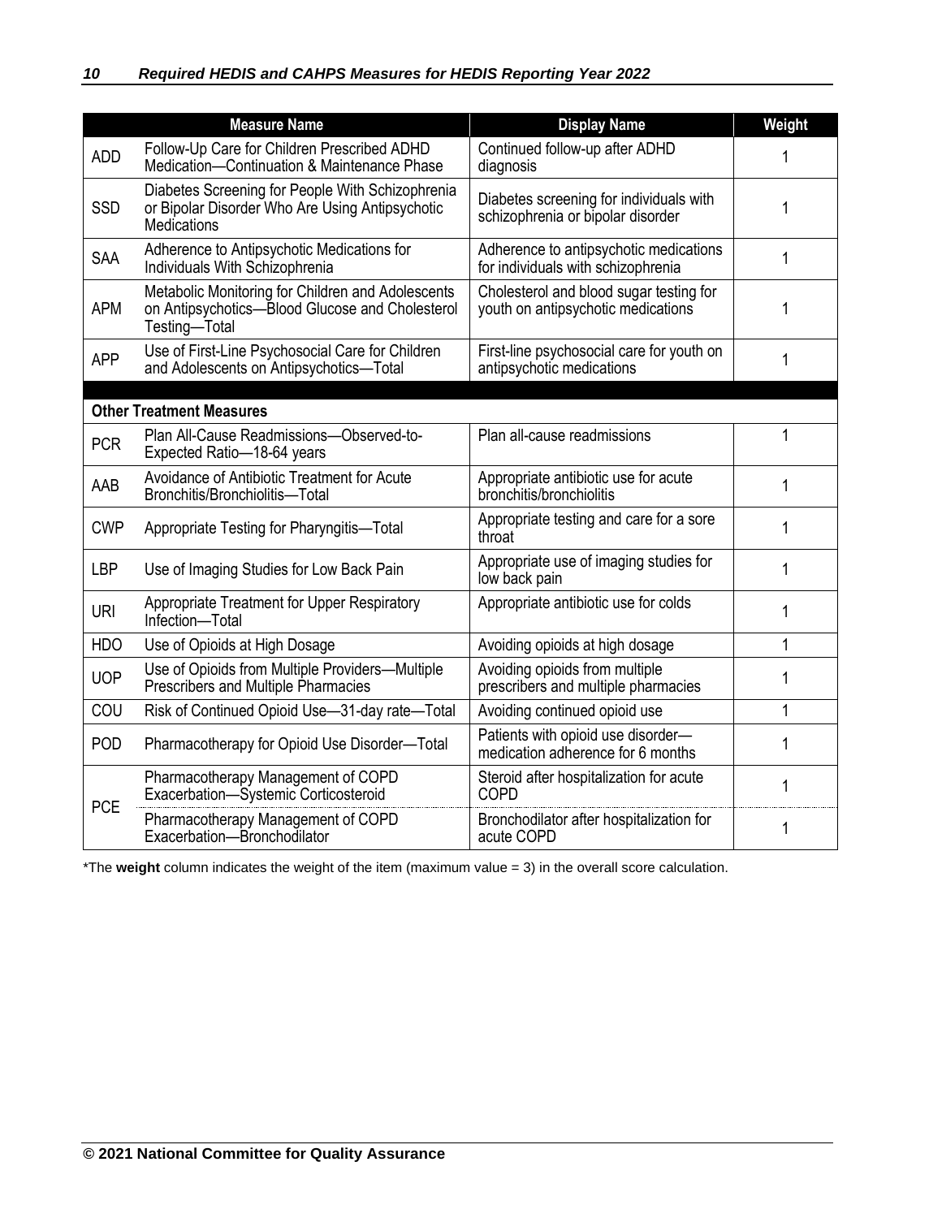| | Measure Name | Display Name | Weight |
|---|---|---|---|
| ADD | Follow-Up Care for Children Prescribed ADHD Medication—Continuation & Maintenance Phase | Continued follow-up after ADHD diagnosis | 1 |
| SSD | Diabetes Screening for People With Schizophrenia or Bipolar Disorder Who Are Using Antipsychotic Medications | Diabetes screening for individuals with schizophrenia or bipolar disorder | 1 |
| SAA | Adherence to Antipsychotic Medications for Individuals With Schizophrenia | Adherence to antipsychotic medications for individuals with schizophrenia | 1 |
| APM | Metabolic Monitoring for Children and Adolescents on Antipsychotics—Blood Glucose and Cholesterol Testing—Total | Cholesterol and blood sugar testing for youth on antipsychotic medications | 1 |
| APP | Use of First-Line Psychosocial Care for Children and Adolescents on Antipsychotics—Total | First-line psychosocial care for youth on antipsychotic medications | 1 |
| **Other Treatment Measures** | | | |
| PCR | Plan All-Cause Readmissions—Observed-to-Expected Ratio—18-64 years | Plan all-cause readmissions | 1 |
| AAB | Avoidance of Antibiotic Treatment for Acute Bronchitis/Bronchiolitis—Total | Appropriate antibiotic use for acute bronchitis/bronchiolitis | 1 |
| CWP | Appropriate Testing for Pharyngitis—Total | Appropriate testing and care for a sore throat | 1 |
| LBP | Use of Imaging Studies for Low Back Pain | Appropriate use of imaging studies for low back pain | 1 |
| URI | Appropriate Treatment for Upper Respiratory Infection—Total | Appropriate antibiotic use for colds | 1 |
| HDO | Use of Opioids at High Dosage | Avoiding opioids at high dosage | 1 |
| UOP | Use of Opioids from Multiple Providers—Multiple Prescribers and Multiple Pharmacies | Avoiding opioids from multiple prescribers and multiple pharmacies | 1 |
| COU | Risk of Continued Opioid Use—31-day rate—Total | Avoiding continued opioid use | 1 |
| POD | Pharmacotherapy for Opioid Use Disorder—Total | Patients with opioid use disorder—medication adherence for 6 months | 1 |
| PCE | Pharmacotherapy Management of COPD Exacerbation—Systemic Corticosteroid | Steroid after hospitalization for acute COPD | 1 |
| | Pharmacotherapy Management of COPD Exacerbation—Bronchodilator | Bronchodilator after hospitalization for acute COPD | 1 |

*The **weight** column indicates the weight of the item (maximum value = 3) in the overall score calculation.